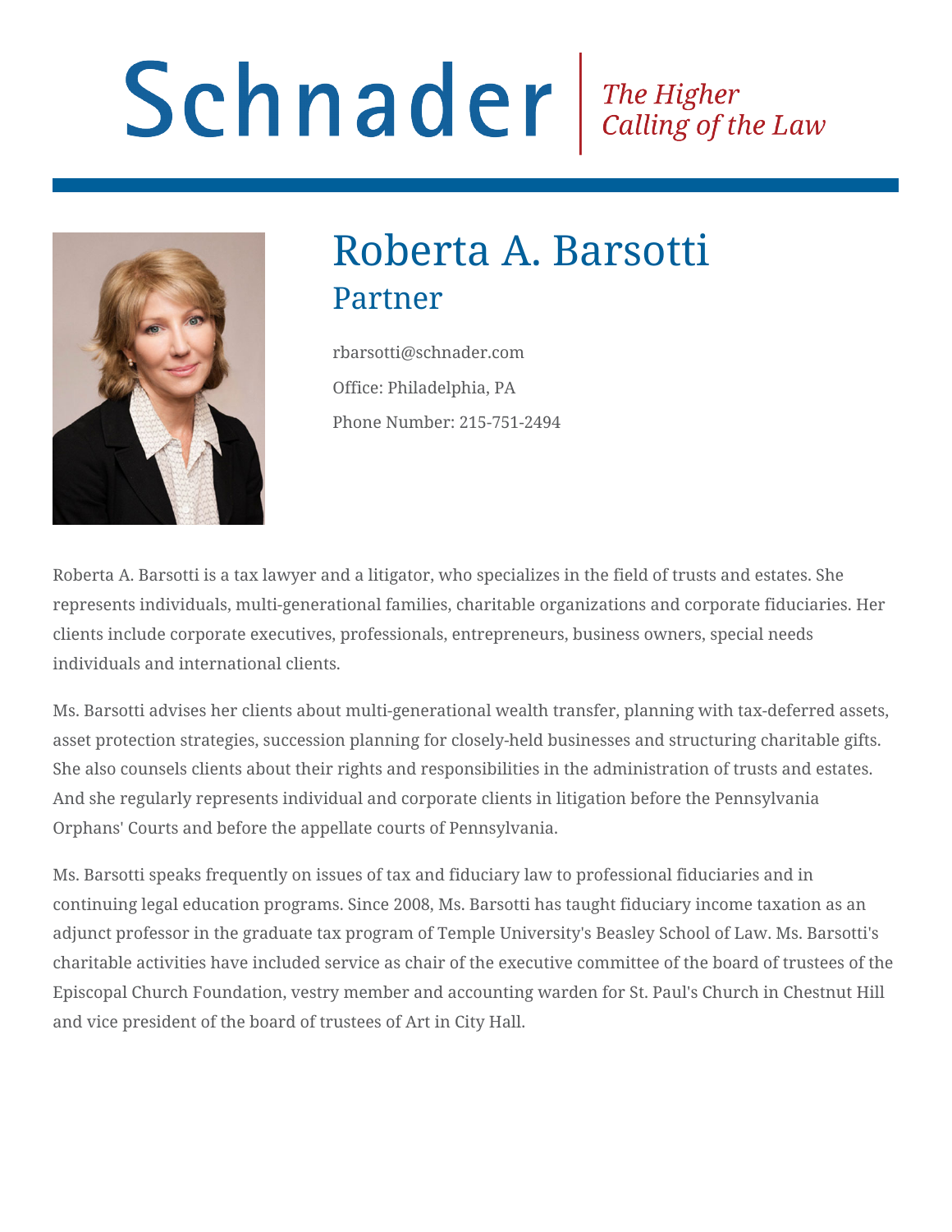# Schnader

*The Higher Calling of the Law*

# Roberta A. Barsotti

## Partner

rbarsotti@schnader.com

Office: Philadelphia, PA

Phone Number: 215-751-2494

Roberta A. Barsotti is a tax lawyer and a litigator, who specializes in the field of trusts and estates. She represents individuals, multi-generational families, charitable organizations and corporate fiduciaries. Her clients include corporate executives, professionals, entrepreneurs, business owners, special needs individuals and international clients.

Ms. Barsotti advises her clients about multi-generational wealth transfer, planning with tax-deferred assets, asset protection strategies, succession planning for closely-held businesses and structuring charitable gifts. She also counsels clients about their rights and responsibilities in the administration of trusts and estates. And she regularly represents individual and corporate clients in litigation before the Pennsylvania Orphans' Courts and before the appellate courts of Pennsylvania.

Ms. Barsotti speaks frequently on issues of tax and fiduciary law to professional fiduciaries and in continuing legal education programs. Since 2008, Ms. Barsotti has taught fiduciary income taxation as an adjunct professor in the graduate tax program of Temple University's Beasley School of Law. Ms. Barsotti's charitable activities have included service as chair of the executive committee of the board of trustees of the Episcopal Church Foundation, vestry member and accounting warden for St. Paul's Church in Chestnut Hill and vice president of the board of trustees of Art in City Hall.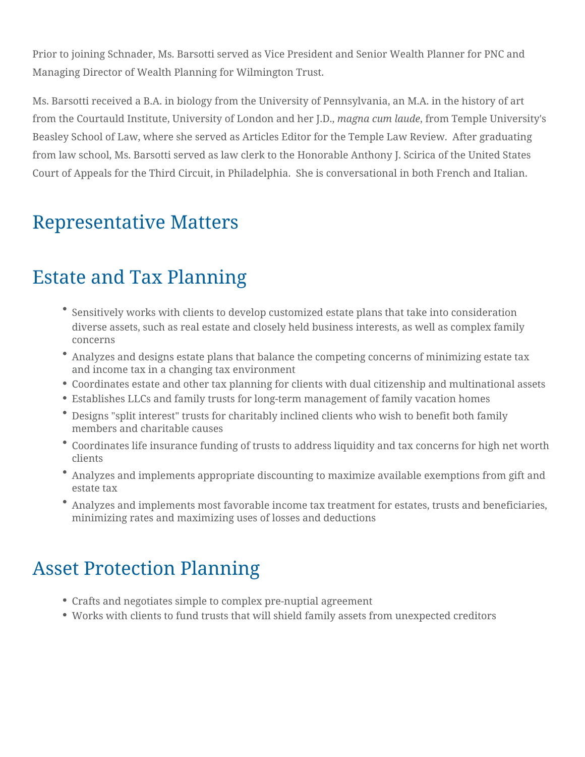Prior to joining Schnader, Ms. Barsotti served as Vice President and Senior Wealth Planner for PNC and Managing Director of Wealth Planning for Wilmington Trust.

Ms. Barsotti received a B.A. in biology from the University of Pennsylvania, an M.A. in the history of art from the Courtauld Institute, University of London and her J.D., *magna cum laude*, from Temple University's Beasley School of Law, where she served as Articles Editor for the Temple Law Review. After graduating from law school, Ms. Barsotti served as law clerk to the Honorable Anthony J. Scirica of the United States Court of Appeals for the Third Circuit, in Philadelphia. She is conversational in both French and Italian.

## Representative Matters

## Estate and Tax Planning

- Sensitively works with clients to develop customized estate plans that take into consideration diverse assets, such as real estate and closely held business interests, as well as complex family concerns
- Analyzes and designs estate plans that balance the competing concerns of minimizing estate tax and income tax in a changing tax environment
- Coordinates estate and other tax planning for clients with dual citizenship and multinational assets
- Establishes LLCs and family trusts for long-term management of family vacation homes
- Designs "split interest" trusts for charitably inclined clients who wish to benefit both family members and charitable causes
- Coordinates life insurance funding of trusts to address liquidity and tax concerns for high net worth clients
- Analyzes and implements appropriate discounting to maximize available exemptions from gift and estate tax
- Analyzes and implements most favorable income tax treatment for estates, trusts and beneficiaries, minimizing rates and maximizing uses of losses and deductions

## Asset Protection Planning

- Crafts and negotiates simple to complex pre-nuptial agreement
- Works with clients to fund trusts that will shield family assets from unexpected creditors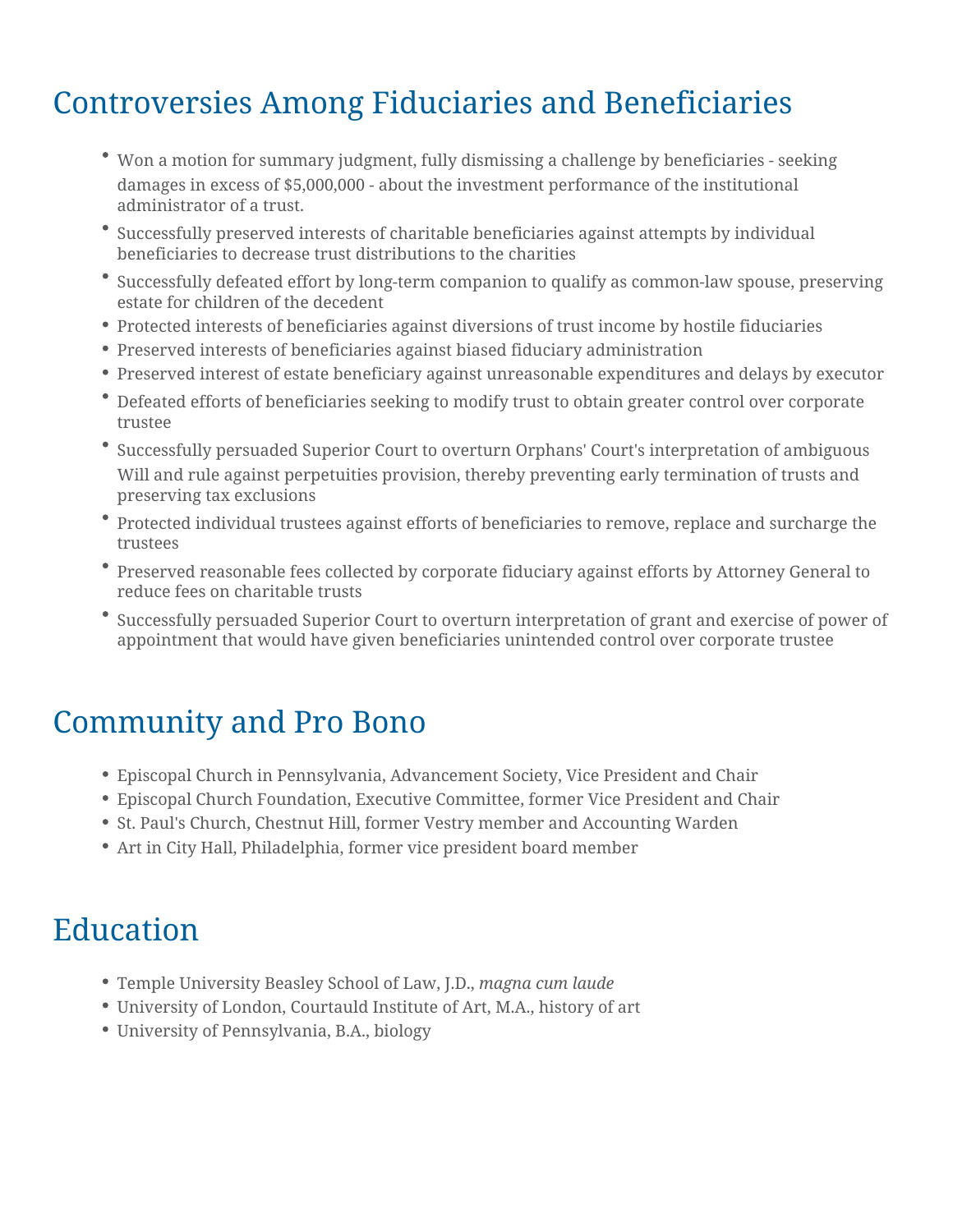## Controversies Among Fiduciaries and Beneficiaries

- Won a motion for summary judgment, fully dismissing a challenge by beneficiaries - seeking damages in excess of $5,000,000 - about the investment performance of the institutional administrator of a trust.
- Successfully preserved interests of charitable beneficiaries against attempts by individual beneficiaries to decrease trust distributions to the charities
- Successfully defeated effort by long-term companion to qualify as common-law spouse, preserving estate for children of the decedent
- Protected interests of beneficiaries against diversions of trust income by hostile fiduciaries
- Preserved interests of beneficiaries against biased fiduciary administration
- Preserved interest of estate beneficiary against unreasonable expenditures and delays by executor
- Defeated efforts of beneficiaries seeking to modify trust to obtain greater control over corporate trustee
- Successfully persuaded Superior Court to overturn Orphans' Court's interpretation of ambiguous Will and rule against perpetuities provision, thereby preventing early termination of trusts and preserving tax exclusions
- Protected individual trustees against efforts of beneficiaries to remove, replace and surcharge the trustees
- Preserved reasonable fees collected by corporate fiduciary against efforts by Attorney General to reduce fees on charitable trusts
- Successfully persuaded Superior Court to overturn interpretation of grant and exercise of power of appointment that would have given beneficiaries unintended control over corporate trustee

## Community and Pro Bono

- Episcopal Church in Pennsylvania, Advancement Society, Vice President and Chair
- Episcopal Church Foundation, Executive Committee, former Vice President and Chair
- St. Paul's Church, Chestnut Hill, former Vestry member and Accounting Warden
- Art in City Hall, Philadelphia, former vice president board member

## Education

- Temple University Beasley School of Law, J.D., *magna cum laude*
- University of London, Courtauld Institute of Art, M.A., history of art
- University of Pennsylvania, B.A., biology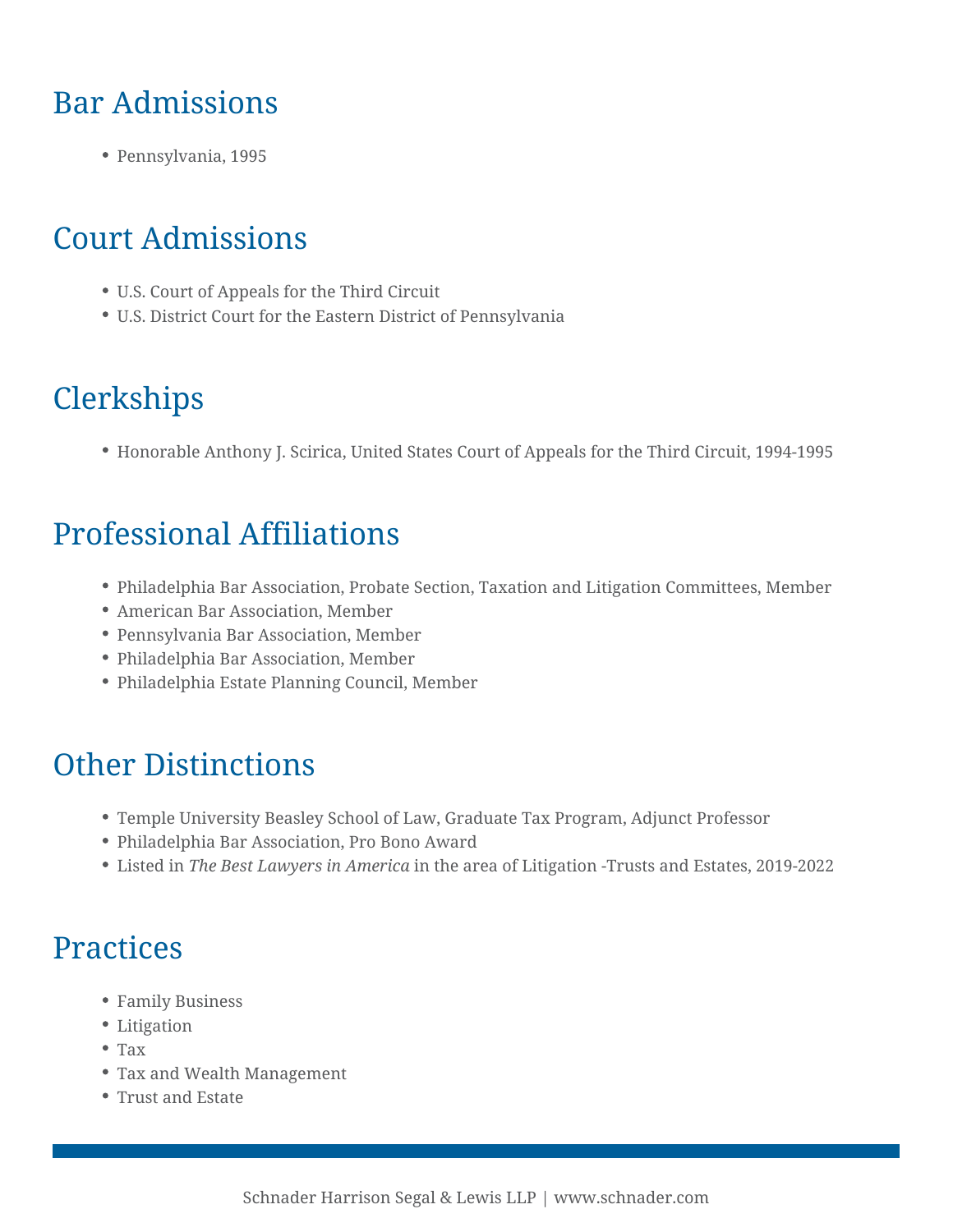## Bar Admissions

- Pennsylvania, 1995

## Court Admissions

- U.S. Court of Appeals for the Third Circuit
- U.S. District Court for the Eastern District of Pennsylvania

## Clerkships

- Honorable Anthony J. Scirica, United States Court of Appeals for the Third Circuit, 1994-1995

## Professional Affiliations

- Philadelphia Bar Association, Probate Section, Taxation and Litigation Committees, Member
- American Bar Association, Member
- Pennsylvania Bar Association, Member
- Philadelphia Bar Association, Member
- Philadelphia Estate Planning Council, Member

## Other Distinctions

- Temple University Beasley School of Law, Graduate Tax Program, Adjunct Professor
- Philadelphia Bar Association, Pro Bono Award
- Listed in *The Best Lawyers in America* in the area of Litigation -Trusts and Estates, 2019-2022

## Practices

- Family Business
- Litigation
- Tax
- Tax and Wealth Management
- Trust and Estate

Schnader Harrison Segal & Lewis LLP | www.schnader.com